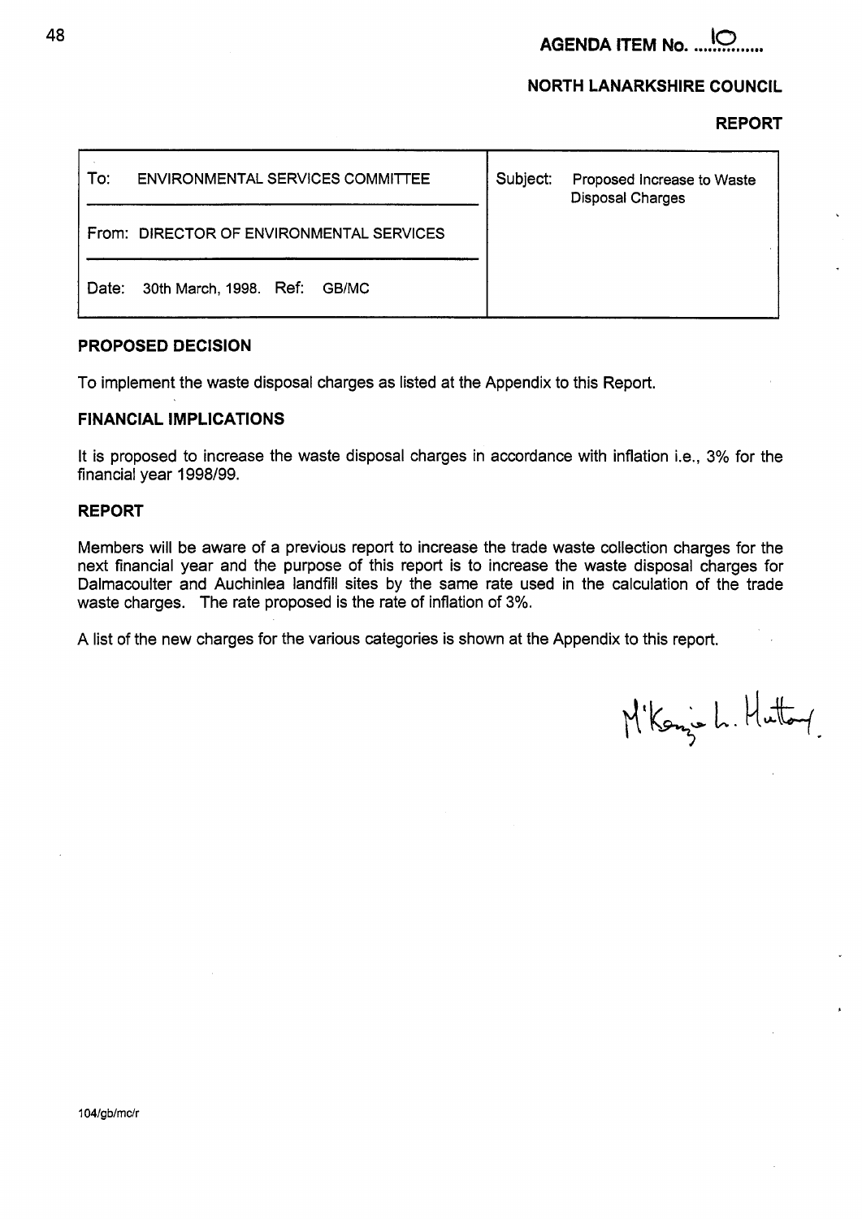**AGENDA ITEM No. ...10.....**

**NORTH LANARKSHIRE COUNCIL**

**REPORT**

| To: ENVIRONMENTAL SERVICES COMMITTEE | Subject: Proposed Increase to Waste Disposal Charges |
|---|---|
| From: DIRECTOR OF ENVIRONMENTAL SERVICES | |
| Date: 30th March, 1998. Ref: GB/MC | |

**PROPOSED DECISION**

To implement the waste disposal charges as listed at the Appendix to this Report.

**FINANCIAL IMPLICATIONS**

It is proposed to increase the waste disposal charges in accordance with inflation i.e., 3% for the financial year 1998/99.

**REPORT**

Members will be aware of a previous report to increase the trade waste collection charges for the next financial year and the purpose of this report is to increase the waste disposal charges for Dalmacoulter and Auchinlea landfill sites by the same rate used in the calculation of the trade waste charges. The rate proposed is the rate of inflation of 3%.

A list of the new charges for the various categories is shown at the Appendix to this report.

M'Kenzie L. Hutton.

104/gb/mc/r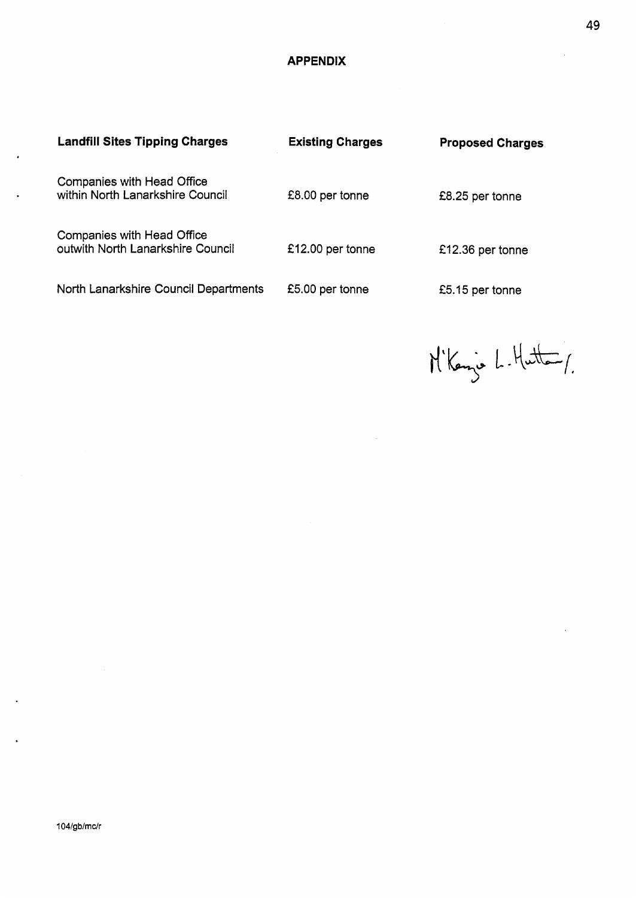## APPENDIX

| Landfill Sites Tipping Charges | Existing Charges | Proposed Charges |
| --- | --- | --- |
| Companies with Head Office within North Lanarkshire Council | £8.00 per tonne | £8.25 per tonne |
| Companies with Head Office outwith North Lanarkshire Council | £12.00 per tonne | £12.36 per tonne |
| North Lanarkshire Council Departments | £5.00 per tonne | £5.15 per tonne |

M'Kenzie L. Hutton/.

104/gb/mc/r